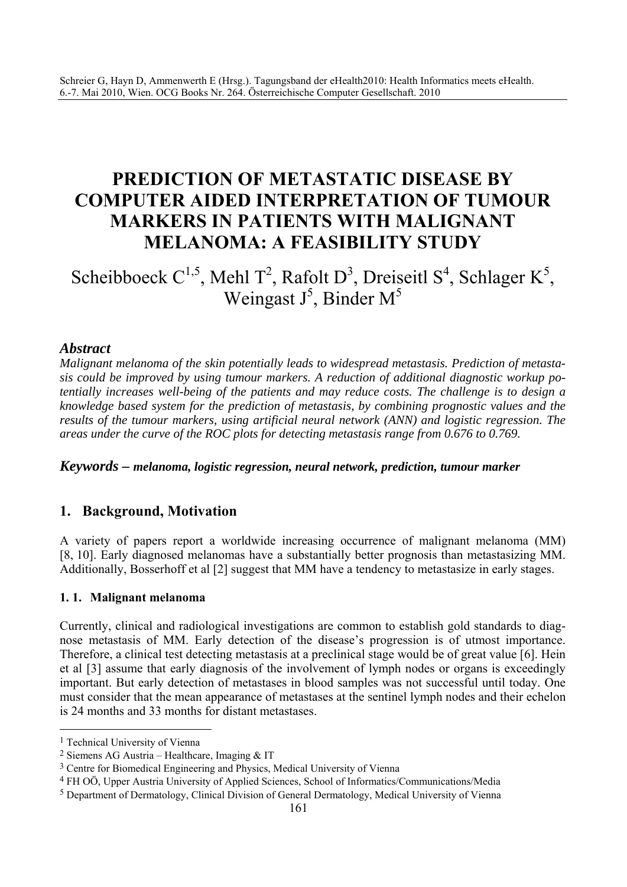# PREDICTION OF METASTATIC DISEASE BY COMPUTER AIDED INTERPRETATION OF TUMOUR MARKERS IN PATIENTS WITH MALIGNANT MELANOMA: A FEASIBILITY STUDY

Scheibboeck C[1,5], Mehl T[2], Rafolt D[3], Dreiseitl S[4], Schlager K[5], Weingast J[5], Binder M[5]

### *Abstract*

*Malignant melanoma of the skin potentially leads to widespread metastasis. Prediction of metastasis could be improved by using tumour markers. A reduction of additional diagnostic workup potentially increases well-being of the patients and may reduce costs. The challenge is to design a knowledge based system for the prediction of metastasis, by combining prognostic values and the results of the tumour markers, using artificial neural network (ANN) and logistic regression. The areas under the curve of the ROC plots for detecting metastasis range from 0.676 to 0.769.*

***Keywords** – **melanoma, logistic regression, neural network, prediction, tumour marker***

## 1. Background, Motivation

A variety of papers report a worldwide increasing occurrence of malignant melanoma (MM) [8, 10]. Early diagnosed melanomas have a substantially better prognosis than metastasizing MM. Additionally, Bosserhoff et al [2] suggest that MM have a tendency to metastasize in early stages.

### 1. 1. Malignant melanoma

Currently, clinical and radiological investigations are common to establish gold standards to diagnose metastasis of MM. Early detection of the disease's progression is of utmost importance. Therefore, a clinical test detecting metastasis at a preclinical stage would be of great value [6]. Hein et al [3] assume that early diagnosis of the involvement of lymph nodes or organs is exceedingly important. But early detection of metastases in blood samples was not successful until today. One must consider that the mean appearance of metastases at the sentinel lymph nodes and their echelon is 24 months and 33 months for distant metastases.

---

[1] Technical University of Vienna

[2] Siemens AG Austria – Healthcare, Imaging & IT

[3] Centre for Biomedical Engineering and Physics, Medical University of Vienna

[4] FH OÖ, Upper Austria University of Applied Sciences, School of Informatics/Communications/Media

[5] Department of Dermatology, Clinical Division of General Dermatology, Medical University of Vienna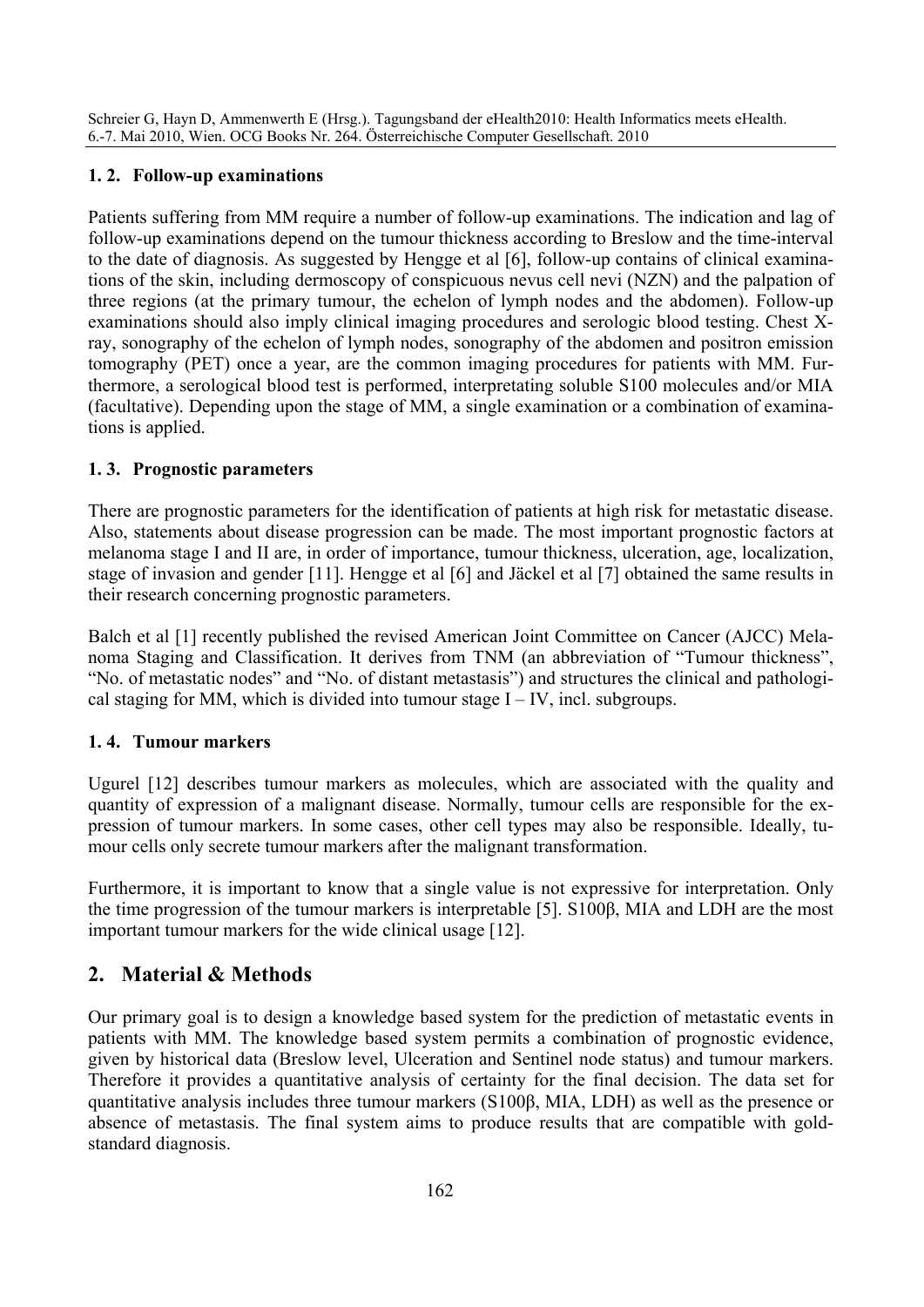### 1. 2. Follow-up examinations

Patients suffering from MM require a number of follow-up examinations. The indication and lag of follow-up examinations depend on the tumour thickness according to Breslow and the time-interval to the date of diagnosis. As suggested by Hengge et al [6], follow-up contains of clinical examinations of the skin, including dermoscopy of conspicuous nevus cell nevi (NZN) and the palpation of three regions (at the primary tumour, the echelon of lymph nodes and the abdomen). Follow-up examinations should also imply clinical imaging procedures and serologic blood testing. Chest X-ray, sonography of the echelon of lymph nodes, sonography of the abdomen and positron emission tomography (PET) once a year, are the common imaging procedures for patients with MM. Furthermore, a serological blood test is performed, interpretating soluble S100 molecules and/or MIA (facultative). Depending upon the stage of MM, a single examination or a combination of examinations is applied.

### 1. 3. Prognostic parameters

There are prognostic parameters for the identification of patients at high risk for metastatic disease. Also, statements about disease progression can be made. The most important prognostic factors at melanoma stage I and II are, in order of importance, tumour thickness, ulceration, age, localization, stage of invasion and gender [11]. Hengge et al [6] and Jäckel et al [7] obtained the same results in their research concerning prognostic parameters.

Balch et al [1] recently published the revised American Joint Committee on Cancer (AJCC) Melanoma Staging and Classification. It derives from TNM (an abbreviation of "Tumour thickness", "No. of metastatic nodes" and "No. of distant metastasis") and structures the clinical and pathological staging for MM, which is divided into tumour stage I – IV, incl. subgroups.

### 1. 4. Tumour markers

Ugurel [12] describes tumour markers as molecules, which are associated with the quality and quantity of expression of a malignant disease. Normally, tumour cells are responsible for the expression of tumour markers. In some cases, other cell types may also be responsible. Ideally, tumour cells only secrete tumour markers after the malignant transformation.

Furthermore, it is important to know that a single value is not expressive for interpretation. Only the time progression of the tumour markers is interpretable [5]. S100β, MIA and LDH are the most important tumour markers for the wide clinical usage [12].

## 2. Material & Methods

Our primary goal is to design a knowledge based system for the prediction of metastatic events in patients with MM. The knowledge based system permits a combination of prognostic evidence, given by historical data (Breslow level, Ulceration and Sentinel node status) and tumour markers. Therefore it provides a quantitative analysis of certainty for the final decision. The data set for quantitative analysis includes three tumour markers (S100β, MIA, LDH) as well as the presence or absence of metastasis. The final system aims to produce results that are compatible with gold-standard diagnosis.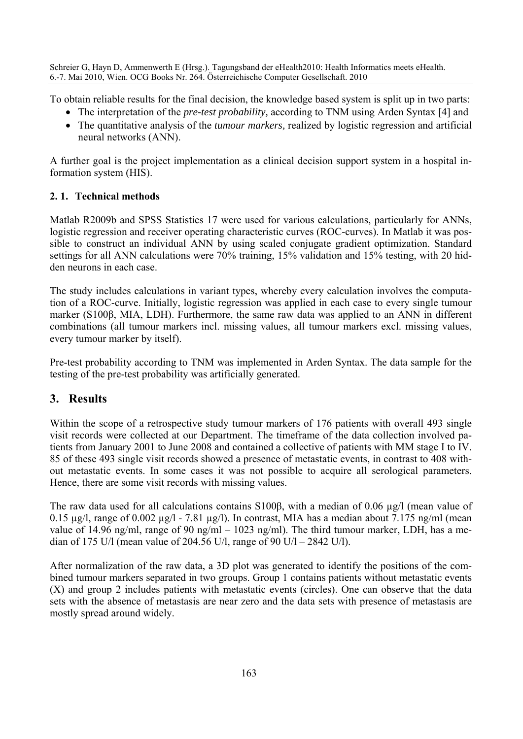To obtain reliable results for the final decision, the knowledge based system is split up in two parts:

- The interpretation of the *pre-test probability,* according to TNM using Arden Syntax [4] and
- The quantitative analysis of the *tumour markers,* realized by logistic regression and artificial neural networks (ANN).

A further goal is the project implementation as a clinical decision support system in a hospital information system (HIS).

### 2. 1. Technical methods

Matlab R2009b and SPSS Statistics 17 were used for various calculations, particularly for ANNs, logistic regression and receiver operating characteristic curves (ROC-curves). In Matlab it was possible to construct an individual ANN by using scaled conjugate gradient optimization. Standard settings for all ANN calculations were 70% training, 15% validation and 15% testing, with 20 hidden neurons in each case.

The study includes calculations in variant types, whereby every calculation involves the computation of a ROC-curve. Initially, logistic regression was applied in each case to every single tumour marker (S100β, MIA, LDH). Furthermore, the same raw data was applied to an ANN in different combinations (all tumour markers incl. missing values, all tumour markers excl. missing values, every tumour marker by itself).

Pre-test probability according to TNM was implemented in Arden Syntax. The data sample for the testing of the pre-test probability was artificially generated.

## 3. Results

Within the scope of a retrospective study tumour markers of 176 patients with overall 493 single visit records were collected at our Department. The timeframe of the data collection involved patients from January 2001 to June 2008 and contained a collective of patients with MM stage I to IV. 85 of these 493 single visit records showed a presence of metastatic events, in contrast to 408 without metastatic events. In some cases it was not possible to acquire all serological parameters. Hence, there are some visit records with missing values.

The raw data used for all calculations contains S100β, with a median of 0.06 µg/l (mean value of 0.15 µg/l, range of 0.002 µg/l - 7.81 µg/l). In contrast, MIA has a median about 7.175 ng/ml (mean value of 14.96 ng/ml, range of 90 ng/ml – 1023 ng/ml). The third tumour marker, LDH, has a median of 175 U/l (mean value of 204.56 U/l, range of 90 U/l – 2842 U/l).

After normalization of the raw data, a 3D plot was generated to identify the positions of the combined tumour markers separated in two groups. Group 1 contains patients without metastatic events (X) and group 2 includes patients with metastatic events (circles). One can observe that the data sets with the absence of metastasis are near zero and the data sets with presence of metastasis are mostly spread around widely.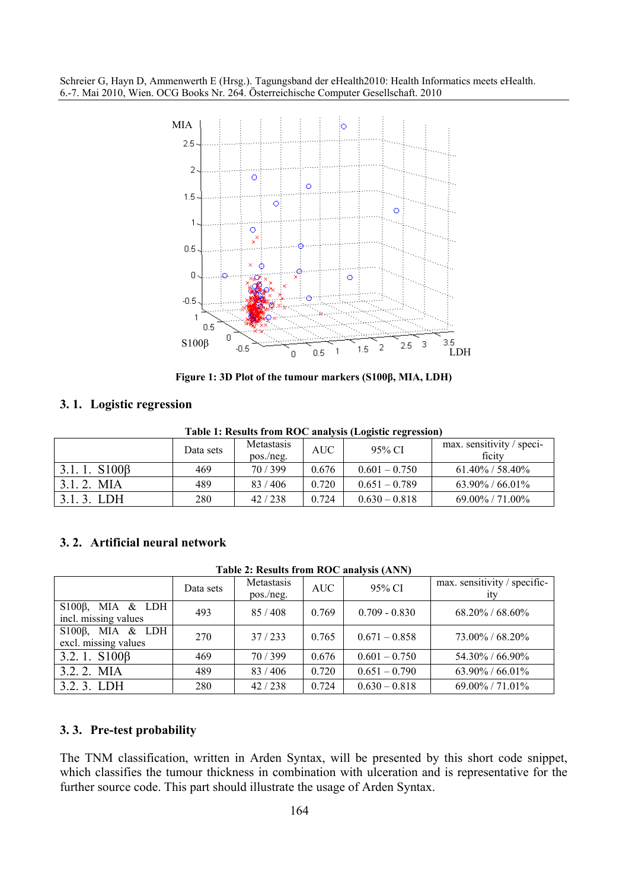Figure 1: 3D Plot of the tumour markers (S100β, MIA, LDH)

## 3. 1. Logistic regression

**Table 1: Results from ROC analysis (Logistic regression)**

| | Data sets | Metastasis pos./neg. | AUC | 95% CI | max. sensitivity / specificity |
|---|---|---|---|---|---|
| 3.1. 1. S100β | 469 | 70 / 399 | 0.676 | 0.601 – 0.750 | 61.40% / 58.40% |
| 3.1. 2. MIA | 489 | 83 / 406 | 0.720 | 0.651 – 0.789 | 63.90% / 66.01% |
| 3.1. 3. LDH | 280 | 42 / 238 | 0.724 | 0.630 – 0.818 | 69.00% / 71.00% |

## 3. 2. Artificial neural network

**Table 2: Results from ROC analysis (ANN)**

| | Data sets | Metastasis pos./neg. | AUC | 95% CI | max. sensitivity / specificity |
|---|---|---|---|---|---|
| S100β, MIA & LDH incl. missing values | 493 | 85 / 408 | 0.769 | 0.709 - 0.830 | 68.20% / 68.60% |
| S100β, MIA & LDH excl. missing values | 270 | 37 / 233 | 0.765 | 0.671 – 0.858 | 73.00% / 68.20% |
| 3.2. 1. S100β | 469 | 70 / 399 | 0.676 | 0.601 – 0.750 | 54.30% / 66.90% |
| 3.2. 2. MIA | 489 | 83 / 406 | 0.720 | 0.651 – 0.790 | 63.90% / 66.01% |
| 3.2. 3. LDH | 280 | 42 / 238 | 0.724 | 0.630 – 0.818 | 69.00% / 71.01% |

## 3. 3. Pre-test probability

The TNM classification, written in Arden Syntax, will be presented by this short code snippet, which classifies the tumour thickness in combination with ulceration and is representative for the further source code. This part should illustrate the usage of Arden Syntax.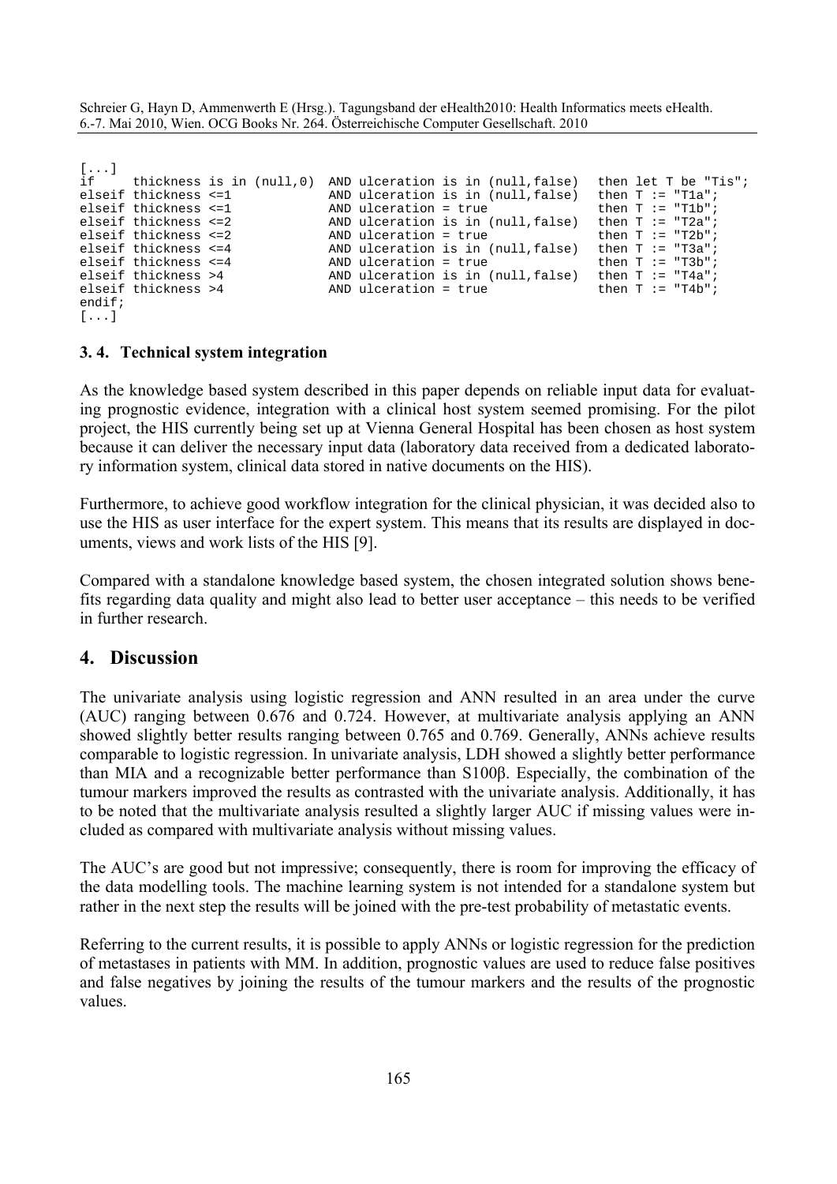```
[...]
if     thickness is in (null,0)  AND ulceration is in (null,false)  then let T be "Tis";
elseif thickness <=1             AND ulceration is in (null,false)  then T := "T1a";
elseif thickness <=1             AND ulceration = true              then T := "T1b";
elseif thickness <=2             AND ulceration is in (null,false)  then T := "T2a";
elseif thickness <=2             AND ulceration = true              then T := "T2b";
elseif thickness <=4             AND ulceration is in (null,false)  then T := "T3a";
elseif thickness <=4             AND ulceration = true              then T := "T3b";
elseif thickness >4              AND ulceration is in (null,false)  then T := "T4a";
elseif thickness >4              AND ulceration = true              then T := "T4b";
endif;
[...]
```

### 3. 4. Technical system integration

As the knowledge based system described in this paper depends on reliable input data for evaluating prognostic evidence, integration with a clinical host system seemed promising. For the pilot project, the HIS currently being set up at Vienna General Hospital has been chosen as host system because it can deliver the necessary input data (laboratory data received from a dedicated laboratory information system, clinical data stored in native documents on the HIS).

Furthermore, to achieve good workflow integration for the clinical physician, it was decided also to use the HIS as user interface for the expert system. This means that its results are displayed in documents, views and work lists of the HIS [9].

Compared with a standalone knowledge based system, the chosen integrated solution shows benefits regarding data quality and might also lead to better user acceptance – this needs to be verified in further research.

## 4. Discussion

The univariate analysis using logistic regression and ANN resulted in an area under the curve (AUC) ranging between 0.676 and 0.724. However, at multivariate analysis applying an ANN showed slightly better results ranging between 0.765 and 0.769. Generally, ANNs achieve results comparable to logistic regression. In univariate analysis, LDH showed a slightly better performance than MIA and a recognizable better performance than S100β. Especially, the combination of the tumour markers improved the results as contrasted with the univariate analysis. Additionally, it has to be noted that the multivariate analysis resulted a slightly larger AUC if missing values were included as compared with multivariate analysis without missing values.

The AUC's are good but not impressive; consequently, there is room for improving the efficacy of the data modelling tools. The machine learning system is not intended for a standalone system but rather in the next step the results will be joined with the pre-test probability of metastatic events.

Referring to the current results, it is possible to apply ANNs or logistic regression for the prediction of metastases in patients with MM. In addition, prognostic values are used to reduce false positives and false negatives by joining the results of the tumour markers and the results of the prognostic values.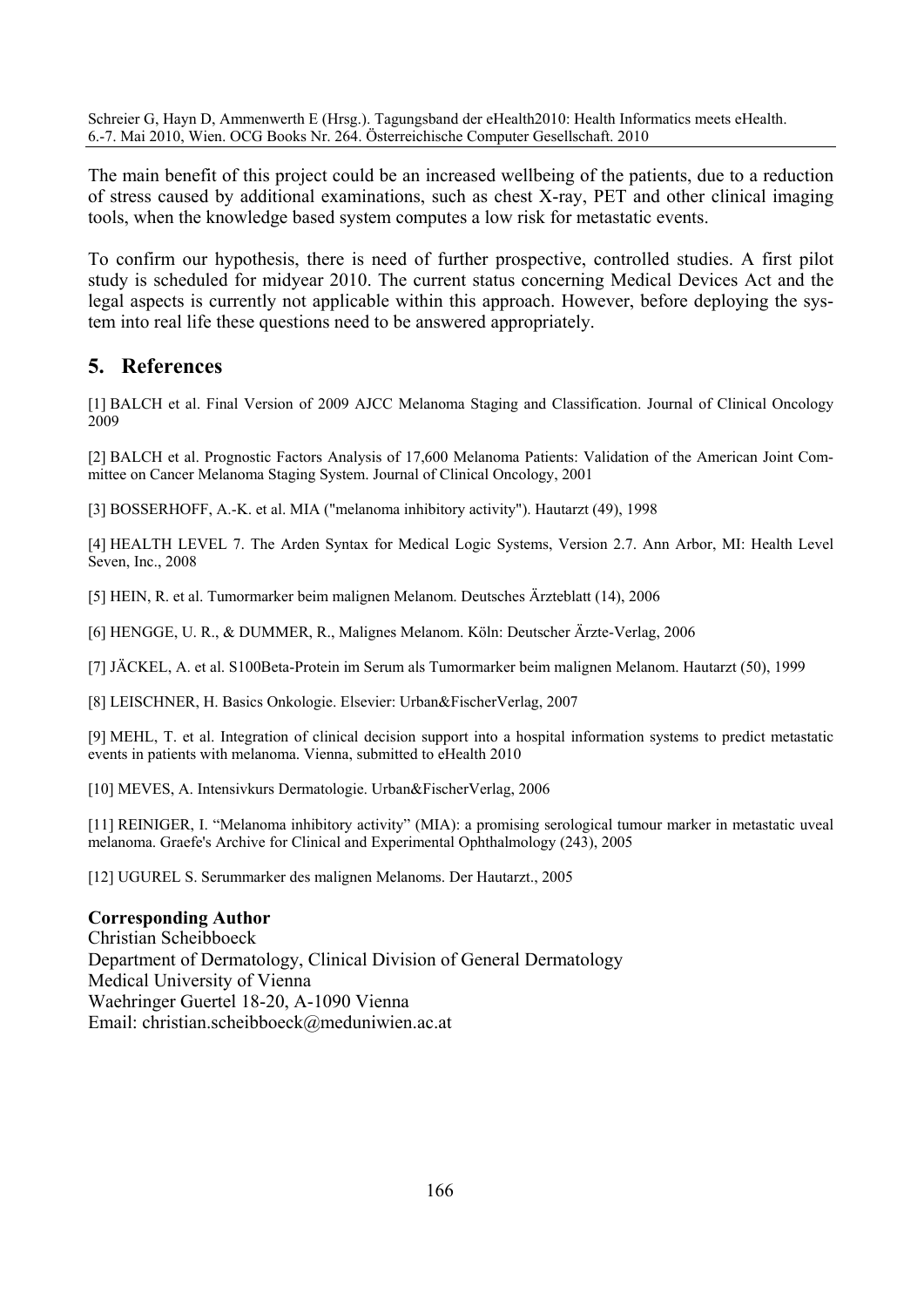The main benefit of this project could be an increased wellbeing of the patients, due to a reduction of stress caused by additional examinations, such as chest X-ray, PET and other clinical imaging tools, when the knowledge based system computes a low risk for metastatic events.

To confirm our hypothesis, there is need of further prospective, controlled studies. A first pilot study is scheduled for midyear 2010. The current status concerning Medical Devices Act and the legal aspects is currently not applicable within this approach. However, before deploying the system into real life these questions need to be answered appropriately.

## 5. References

[1] BALCH et al. Final Version of 2009 AJCC Melanoma Staging and Classification. Journal of Clinical Oncology 2009

[2] BALCH et al. Prognostic Factors Analysis of 17,600 Melanoma Patients: Validation of the American Joint Committee on Cancer Melanoma Staging System. Journal of Clinical Oncology, 2001

[3] BOSSERHOFF, A.-K. et al. MIA ("melanoma inhibitory activity"). Hautarzt (49), 1998

[4] HEALTH LEVEL 7. The Arden Syntax for Medical Logic Systems, Version 2.7. Ann Arbor, MI: Health Level Seven, Inc., 2008

[5] HEIN, R. et al. Tumormarker beim malignen Melanom. Deutsches Ärzteblatt (14), 2006

[6] HENGGE, U. R., & DUMMER, R., Malignes Melanom. Köln: Deutscher Ärzte-Verlag, 2006

[7] JÄCKEL, A. et al. S100Beta-Protein im Serum als Tumormarker beim malignen Melanom. Hautarzt (50), 1999

[8] LEISCHNER, H. Basics Onkologie. Elsevier: Urban&FischerVerlag, 2007

[9] MEHL, T. et al. Integration of clinical decision support into a hospital information systems to predict metastatic events in patients with melanoma. Vienna, submitted to eHealth 2010

[10] MEVES, A. Intensivkurs Dermatologie. Urban&FischerVerlag, 2006

[11] REINIGER, I. "Melanoma inhibitory activity" (MIA): a promising serological tumour marker in metastatic uveal melanoma. Graefe's Archive for Clinical and Experimental Ophthalmology (243), 2005

[12] UGUREL S. Serummarker des malignen Melanoms. Der Hautarzt., 2005

**Corresponding Author**

Christian Scheibboeck
Department of Dermatology, Clinical Division of General Dermatology
Medical University of Vienna
Waehringer Guertel 18-20, A-1090 Vienna
Email: christian.scheibboeck@meduniwien.ac.at